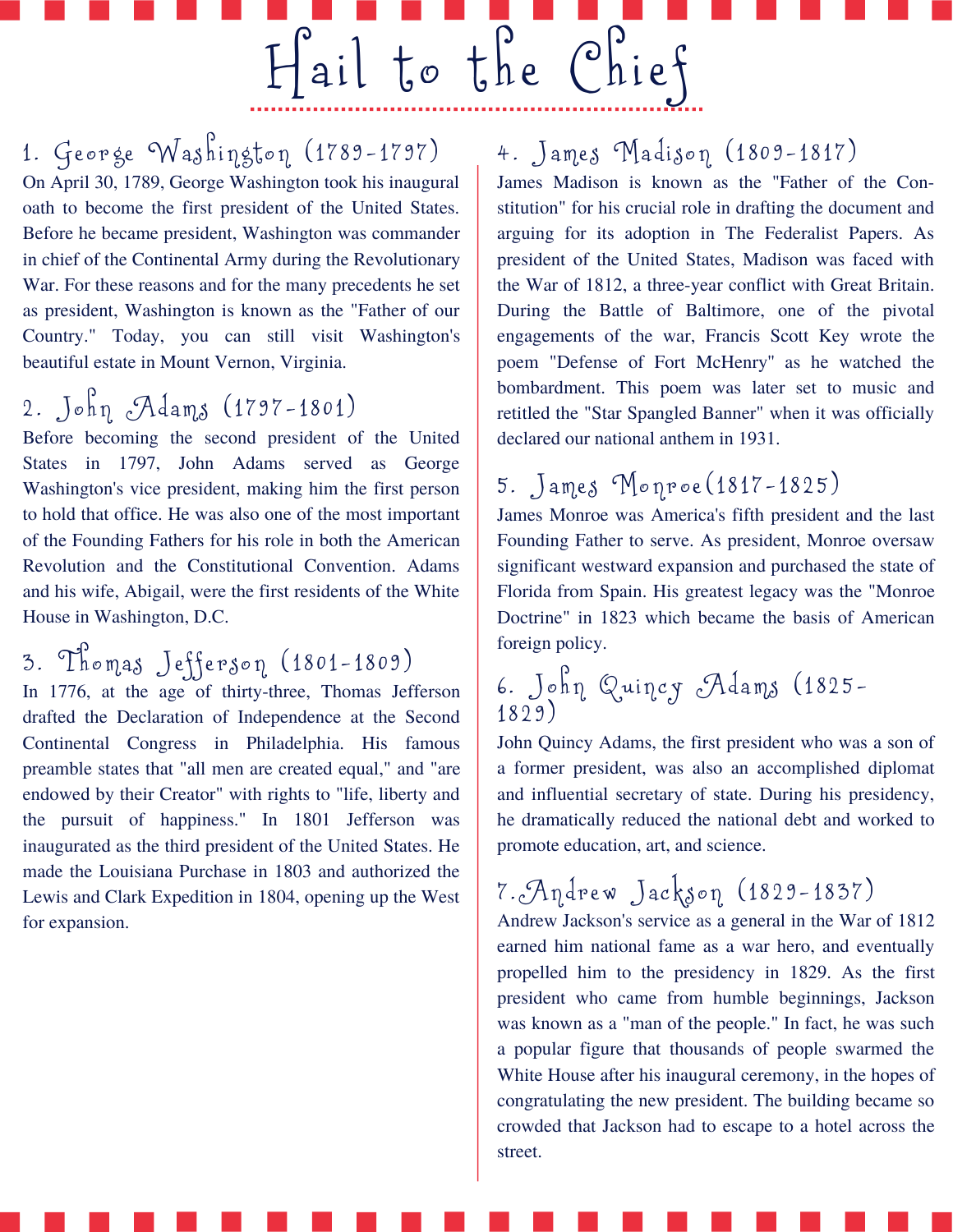# Hail to the Chief

## 1. George Washington (1789-1797)

On April 30, 1789, George Washington took his inaugural oath to become the first president of the United States. Before he became president, Washington was commander in chief of the Continental Army during the Revolutionary War. For these reasons and for the many precedents he set as president, Washington is known as the "Father of our Country." Today, you can still visit Washington's beautiful estate in Mount Vernon, Virginia.

## 2. John Adams (1797-1801)

Before becoming the second president of the United States in 1797, John Adams served as George Washington's vice president, making him the first person to hold that office. He was also one of the most important of the Founding Fathers for his role in both the American Revolution and the Constitutional Convention. Adams and his wife, Abigail, were the first residents of the White House in Washington, D.C.

## 3. Thomas Jefferson (1801-1809)

In 1776, at the age of thirty-three, Thomas Jefferson drafted the Declaration of Independence at the Second Continental Congress in Philadelphia. His famous preamble states that "all men are created equal," and "are endowed by their Creator" with rights to "life, liberty and the pursuit of happiness." In 1801 Jefferson was inaugurated as the third president of the United States. He made the Louisiana Purchase in 1803 and authorized the Lewis and Clark Expedition in 1804, opening up the West for expansion.

## 4. James Madison (1809-1817)

James Madison is known as the "Father of the Constitution" for his crucial role in drafting the document and arguing for its adoption in The Federalist Papers. As president of the United States, Madison was faced with the War of 1812, a three-year conflict with Great Britain. During the Battle of Baltimore, one of the pivotal engagements of the war, Francis Scott Key wrote the poem "Defense of Fort McHenry" as he watched the bombardment. This poem was later set to music and retitled the "Star Spangled Banner" when it was officially declared our national anthem in 1931.

## 5. James Monroe (1817-1825)

James Monroe was America's fifth president and the last Founding Father to serve. As president, Monroe oversaw significant westward expansion and purchased the state of Florida from Spain. His greatest legacy was the "Monroe Doctrine" in 1823 which became the basis of American foreign policy.

## 6. John Quincy Adams (1825-1829)

John Quincy Adams, the first president who was a son of a former president, was also an accomplished diplomat and influential secretary of state. During his presidency, he dramatically reduced the national debt and worked to promote education, art, and science.

## 7. Andrew Jackson (1829-1837)

Andrew Jackson's service as a general in the War of 1812 earned him national fame as a war hero, and eventually propelled him to the presidency in 1829. As the first president who came from humble beginnings, Jackson was known as a "man of the people." In fact, he was such a popular figure that thousands of people swarmed the White House after his inaugural ceremony, in the hopes of congratulating the new president. The building became so crowded that Jackson had to escape to a hotel across the street.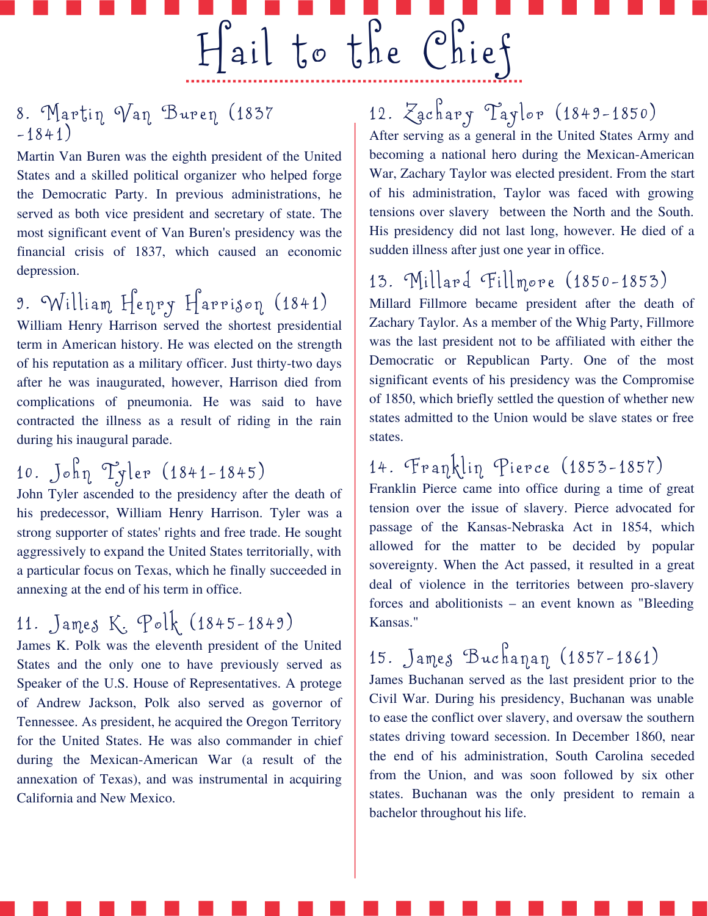# Hail to the Chief

## 8. Martin Van Buren (1837 -1841)

Martin Van Buren was the eighth president of the United States and a skilled political organizer who helped forge the Democratic Party. In previous administrations, he served as both vice president and secretary of state. The most significant event of Van Buren's presidency was the financial crisis of 1837, which caused an economic depression.

## 9. William Henry Harrison (1841)

William Henry Harrison served the shortest presidential term in American history. He was elected on the strength of his reputation as a military officer. Just thirty-two days after he was inaugurated, however, Harrison died from complications of pneumonia. He was said to have contracted the illness as a result of riding in the rain during his inaugural parade.

## 10. John Tyler (1841-1845)

John Tyler ascended to the presidency after the death of his predecessor, William Henry Harrison. Tyler was a strong supporter of states' rights and free trade. He sought aggressively to expand the United States territorially, with a particular focus on Texas, which he finally succeeded in annexing at the end of his term in office.

## 11. James K. Polk (1845-1849)

James K. Polk was the eleventh president of the United States and the only one to have previously served as Speaker of the U.S. House of Representatives. A protege of Andrew Jackson, Polk also served as governor of Tennessee. As president, he acquired the Oregon Territory for the United States. He was also commander in chief during the Mexican-American War (a result of the annexation of Texas), and was instrumental in acquiring California and New Mexico.

## 12. Zachary Taylor (1849-1850)

After serving as a general in the United States Army and becoming a national hero during the Mexican-American War, Zachary Taylor was elected president. From the start of his administration, Taylor was faced with growing tensions over slavery between the North and the South. His presidency did not last long, however. He died of a sudden illness after just one year in office.

## 13. Millard Fillmore (1850-1853)

Millard Fillmore became president after the death of Zachary Taylor. As a member of the Whig Party, Fillmore was the last president not to be affiliated with either the Democratic or Republican Party. One of the most significant events of his presidency was the Compromise of 1850, which briefly settled the question of whether new states admitted to the Union would be slave states or free states.

## 14. Franklin Pierce (1853-1857)

Franklin Pierce came into office during a time of great tension over the issue of slavery. Pierce advocated for passage of the Kansas-Nebraska Act in 1854, which allowed for the matter to be decided by popular sovereignty. When the Act passed, it resulted in a great deal of violence in the territories between pro-slavery forces and abolitionists – an event known as "Bleeding Kansas."

## 15. James Buchanan (1857-1861)

James Buchanan served as the last president prior to the Civil War. During his presidency, Buchanan was unable to ease the conflict over slavery, and oversaw the southern states driving toward secession. In December 1860, near the end of his administration, South Carolina seceded from the Union, and was soon followed by six other states. Buchanan was the only president to remain a bachelor throughout his life.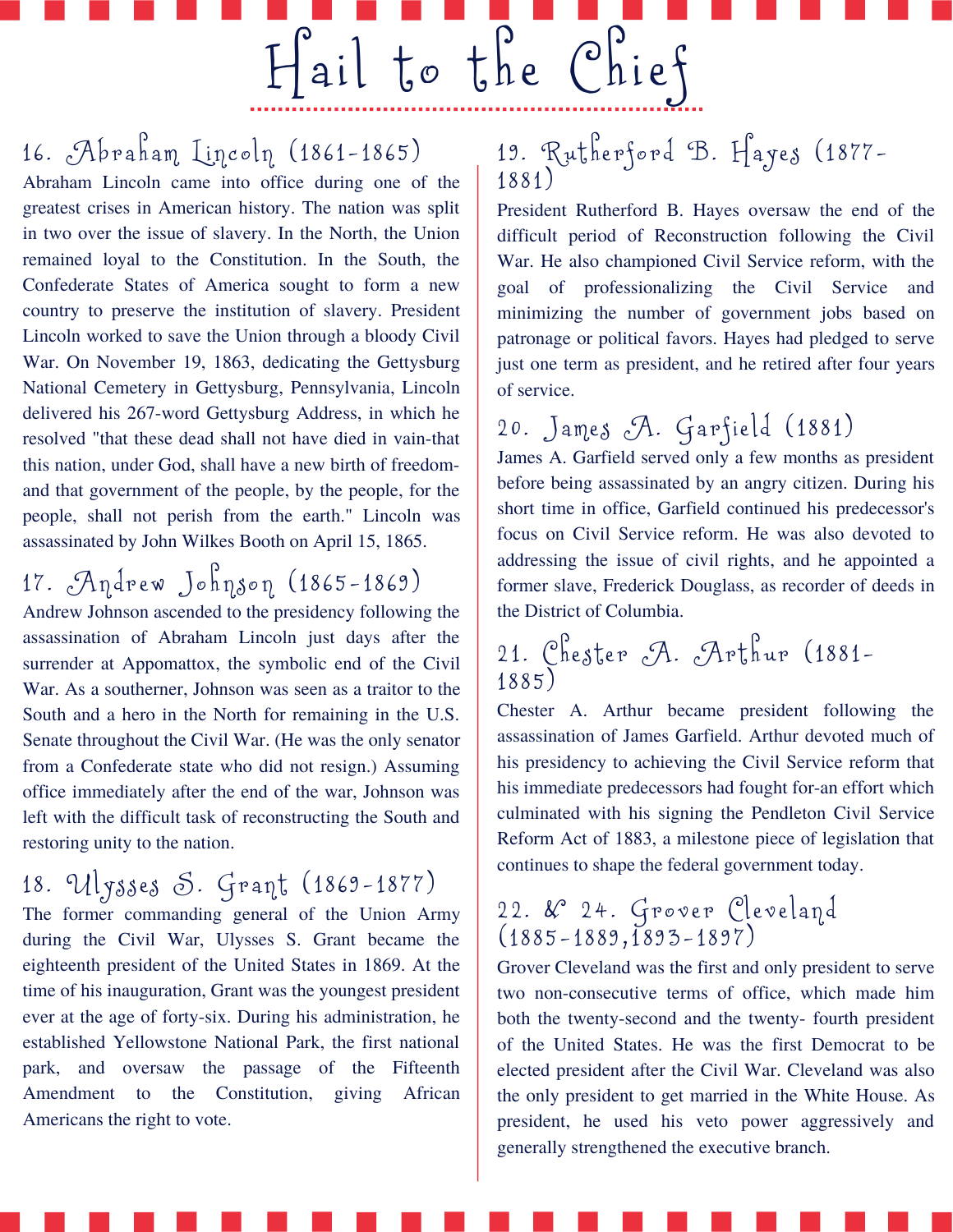# Hail to the Chief

## 16. Abraham Lincoln (1861-1865)

Abraham Lincoln came into office during one of the greatest crises in American history. The nation was split in two over the issue of slavery. In the North, the Union remained loyal to the Constitution. In the South, the Confederate States of America sought to form a new country to preserve the institution of slavery. President Lincoln worked to save the Union through a bloody Civil War. On November 19, 1863, dedicating the Gettysburg National Cemetery in Gettysburg, Pennsylvania, Lincoln delivered his 267-word Gettysburg Address, in which he resolved "that these dead shall not have died in vain-that this nation, under God, shall have a new birth of freedom-and that government of the people, by the people, for the people, shall not perish from the earth." Lincoln was assassinated by John Wilkes Booth on April 15, 1865.

## 17. Andrew Johnson (1865-1869)

Andrew Johnson ascended to the presidency following the assassination of Abraham Lincoln just days after the surrender at Appomattox, the symbolic end of the Civil War. As a southerner, Johnson was seen as a traitor to the South and a hero in the North for remaining in the U.S. Senate throughout the Civil War. (He was the only senator from a Confederate state who did not resign.) Assuming office immediately after the end of the war, Johnson was left with the difficult task of reconstructing the South and restoring unity to the nation.

## 18. Ulysses S. Grant (1869-1877)

The former commanding general of the Union Army during the Civil War, Ulysses S. Grant became the eighteenth president of the United States in 1869. At the time of his inauguration, Grant was the youngest president ever at the age of forty-six. During his administration, he established Yellowstone National Park, the first national park, and oversaw the passage of the Fifteenth Amendment to the Constitution, giving African Americans the right to vote.

## 19. Rutherford B. Hayes (1877-1881)

President Rutherford B. Hayes oversaw the end of the difficult period of Reconstruction following the Civil War. He also championed Civil Service reform, with the goal of professionalizing the Civil Service and minimizing the number of government jobs based on patronage or political favors. Hayes had pledged to serve just one term as president, and he retired after four years of service.

## 20. James A. Garfield (1881)

James A. Garfield served only a few months as president before being assassinated by an angry citizen. During his short time in office, Garfield continued his predecessor's focus on Civil Service reform. He was also devoted to addressing the issue of civil rights, and he appointed a former slave, Frederick Douglass, as recorder of deeds in the District of Columbia.

## 21. Chester A. Arthur (1881-1885)

Chester A. Arthur became president following the assassination of James Garfield. Arthur devoted much of his presidency to achieving the Civil Service reform that his immediate predecessors had fought for-an effort which culminated with his signing the Pendleton Civil Service Reform Act of 1883, a milestone piece of legislation that continues to shape the federal government today.

## 22. & 24. Grover Cleveland (1885-1889, 1893-1897)

Grover Cleveland was the first and only president to serve two non-consecutive terms of office, which made him both the twenty-second and the twenty- fourth president of the United States. He was the first Democrat to be elected president after the Civil War. Cleveland was also the only president to get married in the White House. As president, he used his veto power aggressively and generally strengthened the executive branch.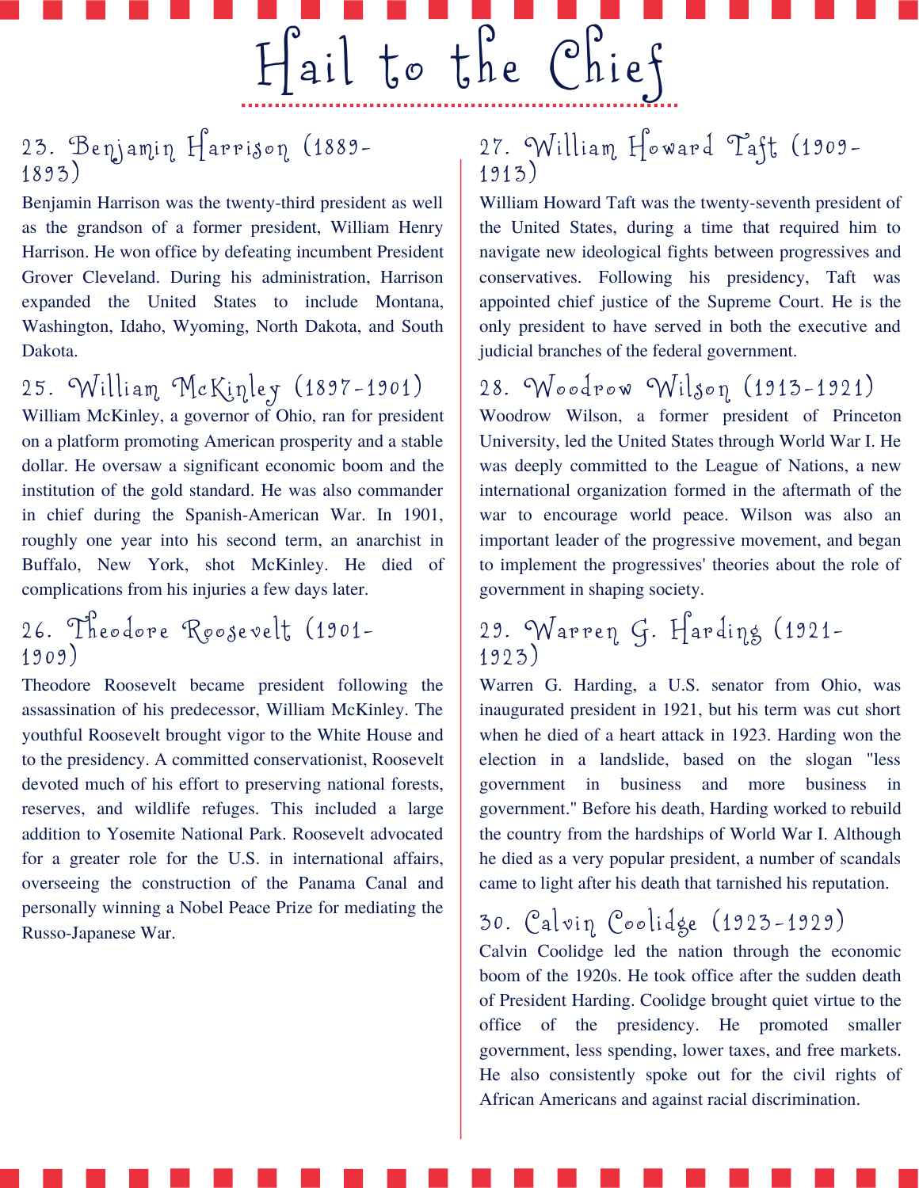# Hail to the Chief

## 23. Benjamin Harrison (1889-1893)

Benjamin Harrison was the twenty-third president as well as the grandson of a former president, William Henry Harrison. He won office by defeating incumbent President Grover Cleveland. During his administration, Harrison expanded the United States to include Montana, Washington, Idaho, Wyoming, North Dakota, and South Dakota.

## 25. William McKinley (1897-1901)

William McKinley, a governor of Ohio, ran for president on a platform promoting American prosperity and a stable dollar. He oversaw a significant economic boom and the institution of the gold standard. He was also commander in chief during the Spanish-American War. In 1901, roughly one year into his second term, an anarchist in Buffalo, New York, shot McKinley. He died of complications from his injuries a few days later.

## 26. Theodore Roosevelt (1901-1909)

Theodore Roosevelt became president following the assassination of his predecessor, William McKinley. The youthful Roosevelt brought vigor to the White House and to the presidency. A committed conservationist, Roosevelt devoted much of his effort to preserving national forests, reserves, and wildlife refuges. This included a large addition to Yosemite National Park. Roosevelt advocated for a greater role for the U.S. in international affairs, overseeing the construction of the Panama Canal and personally winning a Nobel Peace Prize for mediating the Russo-Japanese War.

## 27. William Howard Taft (1909-1913)

William Howard Taft was the twenty-seventh president of the United States, during a time that required him to navigate new ideological fights between progressives and conservatives. Following his presidency, Taft was appointed chief justice of the Supreme Court. He is the only president to have served in both the executive and judicial branches of the federal government.

## 28. Woodrow Wilson (1913-1921)

Woodrow Wilson, a former president of Princeton University, led the United States through World War I. He was deeply committed to the League of Nations, a new international organization formed in the aftermath of the war to encourage world peace. Wilson was also an important leader of the progressive movement, and began to implement the progressives' theories about the role of government in shaping society.

## 29. Warren G. Harding (1921-1923)

Warren G. Harding, a U.S. senator from Ohio, was inaugurated president in 1921, but his term was cut short when he died of a heart attack in 1923. Harding won the election in a landslide, based on the slogan "less government in business and more business in government." Before his death, Harding worked to rebuild the country from the hardships of World War I. Although he died as a very popular president, a number of scandals came to light after his death that tarnished his reputation.

## 30. Calvin Coolidge (1923-1929)

Calvin Coolidge led the nation through the economic boom of the 1920s. He took office after the sudden death of President Harding. Coolidge brought quiet virtue to the office of the presidency. He promoted smaller government, less spending, lower taxes, and free markets. He also consistently spoke out for the civil rights of African Americans and against racial discrimination.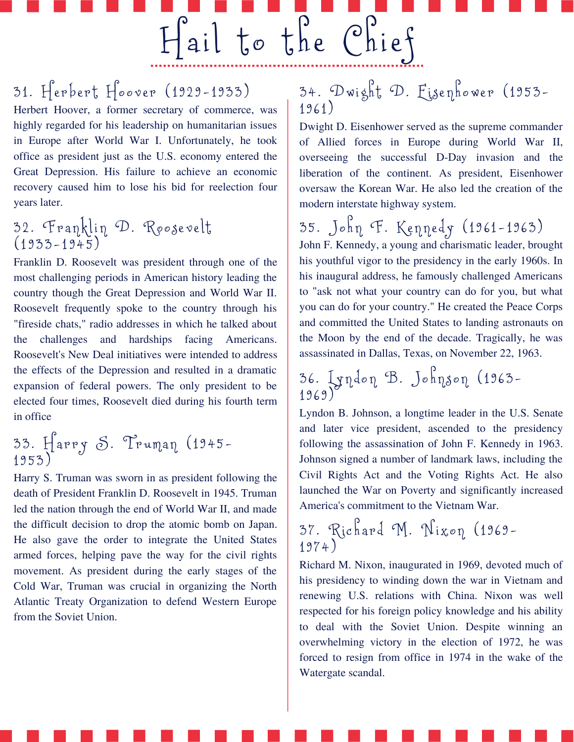# Hail to the Chief

## 31. Herbert Hoover (1929-1933)

Herbert Hoover, a former secretary of commerce, was highly regarded for his leadership on humanitarian issues in Europe after World War I. Unfortunately, he took office as president just as the U.S. economy entered the Great Depression. His failure to achieve an economic recovery caused him to lose his bid for reelection four years later.

## 32. Franklin D. Roosevelt (1933-1945)

Franklin D. Roosevelt was president through one of the most challenging periods in American history leading the country though the Great Depression and World War II. Roosevelt frequently spoke to the country through his "fireside chats," radio addresses in which he talked about the challenges and hardships facing Americans. Roosevelt's New Deal initiatives were intended to address the effects of the Depression and resulted in a dramatic expansion of federal powers. The only president to be elected four times, Roosevelt died during his fourth term in office

## 33. Harry S. Truman (1945-1953)

Harry S. Truman was sworn in as president following the death of President Franklin D. Roosevelt in 1945. Truman led the nation through the end of World War II, and made the difficult decision to drop the atomic bomb on Japan. He also gave the order to integrate the United States armed forces, helping pave the way for the civil rights movement. As president during the early stages of the Cold War, Truman was crucial in organizing the North Atlantic Treaty Organization to defend Western Europe from the Soviet Union.

## 34. Dwight D. Eisenhower (1953-1961)

Dwight D. Eisenhower served as the supreme commander of Allied forces in Europe during World War II, overseeing the successful D-Day invasion and the liberation of the continent. As president, Eisenhower oversaw the Korean War. He also led the creation of the modern interstate highway system.

## 35. John F. Kennedy (1961-1963)

John F. Kennedy, a young and charismatic leader, brought his youthful vigor to the presidency in the early 1960s. In his inaugural address, he famously challenged Americans to "ask not what your country can do for you, but what you can do for your country." He created the Peace Corps and committed the United States to landing astronauts on the Moon by the end of the decade. Tragically, he was assassinated in Dallas, Texas, on November 22, 1963.

## 36. Lyndon B. Johnson (1963-1969)

Lyndon B. Johnson, a longtime leader in the U.S. Senate and later vice president, ascended to the presidency following the assassination of John F. Kennedy in 1963. Johnson signed a number of landmark laws, including the Civil Rights Act and the Voting Rights Act. He also launched the War on Poverty and significantly increased America's commitment to the Vietnam War.

## 37. Richard M. Nixon (1969-1974)

Richard M. Nixon, inaugurated in 1969, devoted much of his presidency to winding down the war in Vietnam and renewing U.S. relations with China. Nixon was well respected for his foreign policy knowledge and his ability to deal with the Soviet Union. Despite winning an overwhelming victory in the election of 1972, he was forced to resign from office in 1974 in the wake of the Watergate scandal.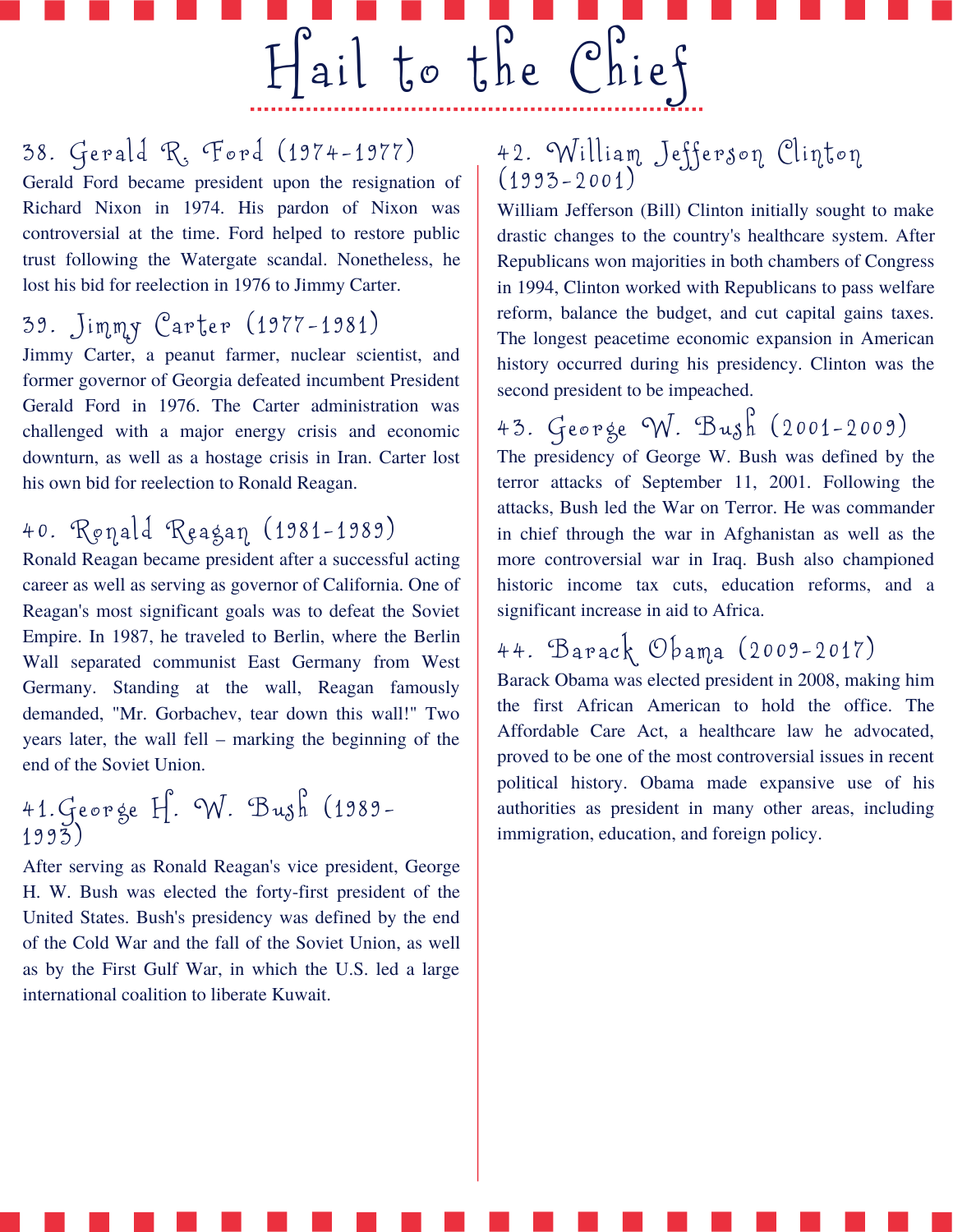# Hail to the Chief

## 38. Gerald R. Ford (1974-1977)

Gerald Ford became president upon the resignation of Richard Nixon in 1974. His pardon of Nixon was controversial at the time. Ford helped to restore public trust following the Watergate scandal. Nonetheless, he lost his bid for reelection in 1976 to Jimmy Carter.

## 39. Jimmy Carter (1977-1981)

Jimmy Carter, a peanut farmer, nuclear scientist, and former governor of Georgia defeated incumbent President Gerald Ford in 1976. The Carter administration was challenged with a major energy crisis and economic downturn, as well as a hostage crisis in Iran. Carter lost his own bid for reelection to Ronald Reagan.

## 40. Ronald Reagan (1981-1989)

Ronald Reagan became president after a successful acting career as well as serving as governor of California. One of Reagan's most significant goals was to defeat the Soviet Empire. In 1987, he traveled to Berlin, where the Berlin Wall separated communist East Germany from West Germany. Standing at the wall, Reagan famously demanded, "Mr. Gorbachev, tear down this wall!" Two years later, the wall fell – marking the beginning of the end of the Soviet Union.

## 41.George H. W. Bush (1989-1993)

After serving as Ronald Reagan's vice president, George H. W. Bush was elected the forty-first president of the United States. Bush's presidency was defined by the end of the Cold War and the fall of the Soviet Union, as well as by the First Gulf War, in which the U.S. led a large international coalition to liberate Kuwait.

## 42. William Jefferson Clinton (1993-2001)

William Jefferson (Bill) Clinton initially sought to make drastic changes to the country's healthcare system. After Republicans won majorities in both chambers of Congress in 1994, Clinton worked with Republicans to pass welfare reform, balance the budget, and cut capital gains taxes. The longest peacetime economic expansion in American history occurred during his presidency. Clinton was the second president to be impeached.

## 43. George W. Bush (2001-2009)

The presidency of George W. Bush was defined by the terror attacks of September 11, 2001. Following the attacks, Bush led the War on Terror. He was commander in chief through the war in Afghanistan as well as the more controversial war in Iraq. Bush also championed historic income tax cuts, education reforms, and a significant increase in aid to Africa.

## 44. Barack Obama (2009-2017)

Barack Obama was elected president in 2008, making him the first African American to hold the office. The Affordable Care Act, a healthcare law he advocated, proved to be one of the most controversial issues in recent political history. Obama made expansive use of his authorities as president in many other areas, including immigration, education, and foreign policy.